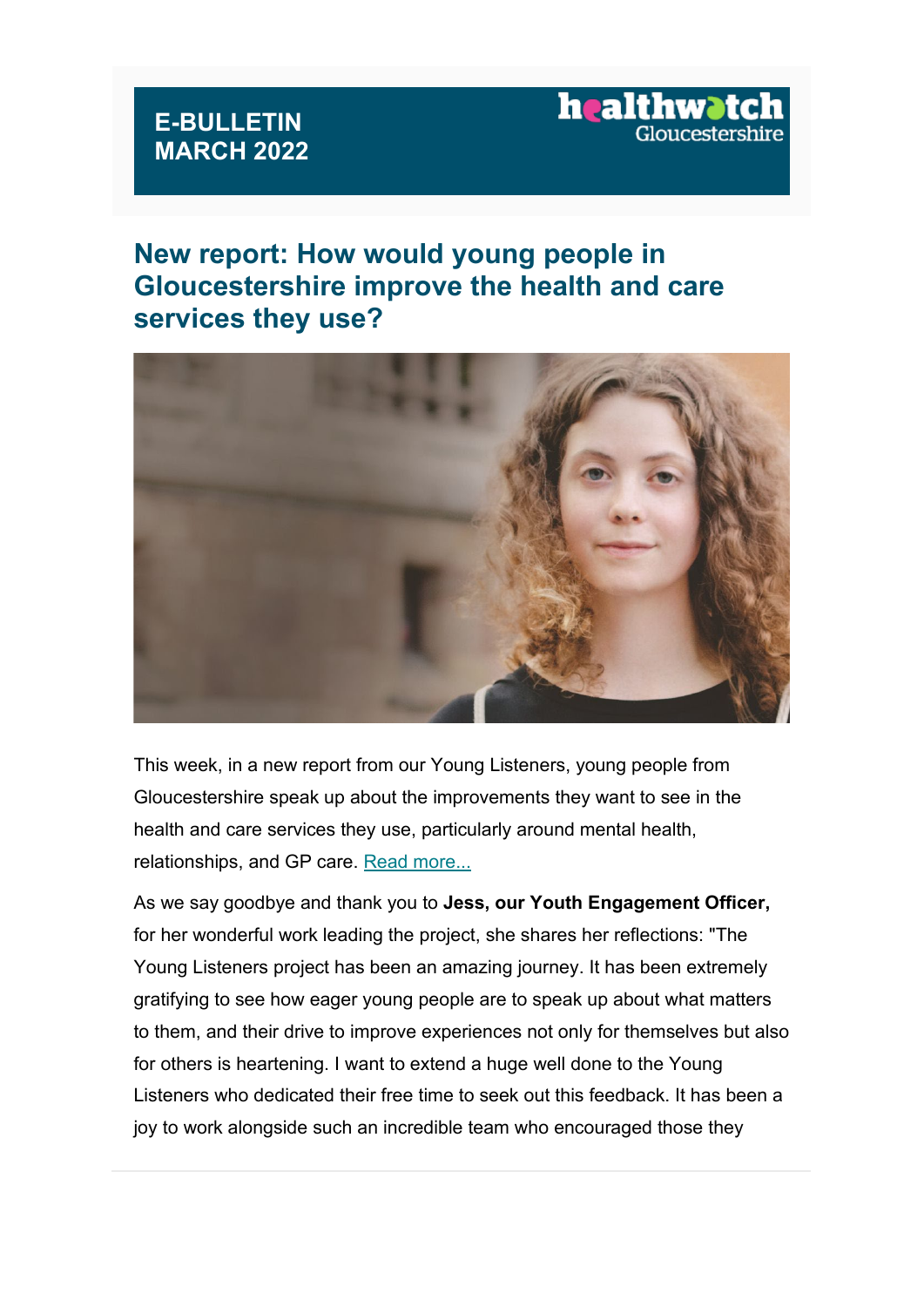**E-BULLETIN**
**MARCH 2022**

healthwatch Gloucestershire

## New report: How would young people in Gloucestershire improve the health and care services they use?

This week, in a new report from our Young Listeners, young people from Gloucestershire speak up about the improvements they want to see in the health and care services they use, particularly around mental health, relationships, and GP care. Read more...

As we say goodbye and thank you to **Jess, our Youth Engagement Officer,** for her wonderful work leading the project, she shares her reflections: "The Young Listeners project has been an amazing journey. It has been extremely gratifying to see how eager young people are to speak up about what matters to them, and their drive to improve experiences not only for themselves but also for others is heartening. I want to extend a huge well done to the Young Listeners who dedicated their free time to seek out this feedback. It has been a joy to work alongside such an incredible team who encouraged those they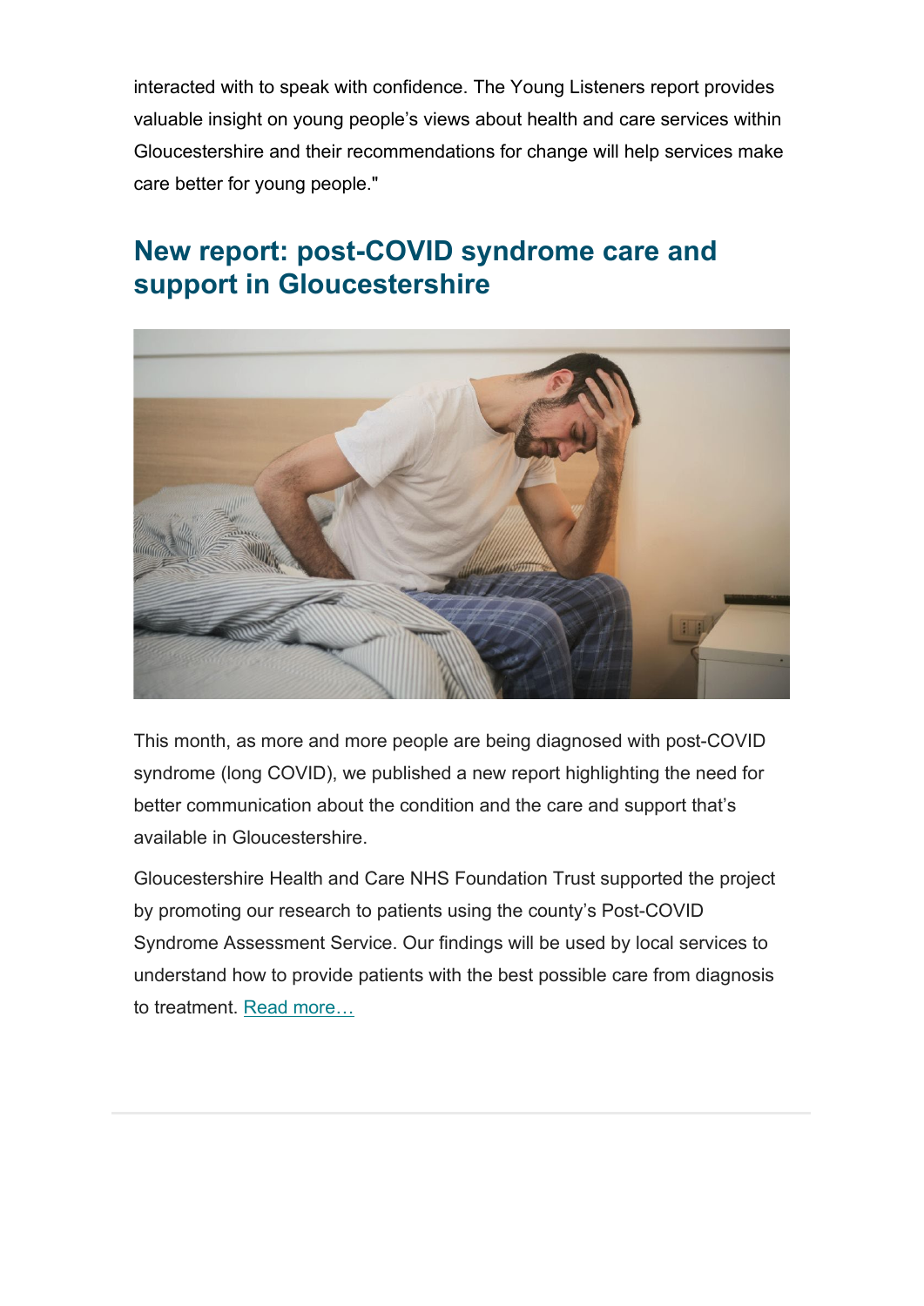interacted with to speak with confidence. The Young Listeners report provides valuable insight on young people's views about health and care services within Gloucestershire and their recommendations for change will help services make care better for young people."

## New report: post-COVID syndrome care and support in Gloucestershire

This month, as more and more people are being diagnosed with post-COVID syndrome (long COVID), we published a new report highlighting the need for better communication about the condition and the care and support that's available in Gloucestershire.

Gloucestershire Health and Care NHS Foundation Trust supported the project by promoting our research to patients using the county's Post-COVID Syndrome Assessment Service. Our findings will be used by local services to understand how to provide patients with the best possible care from diagnosis to treatment. Read more…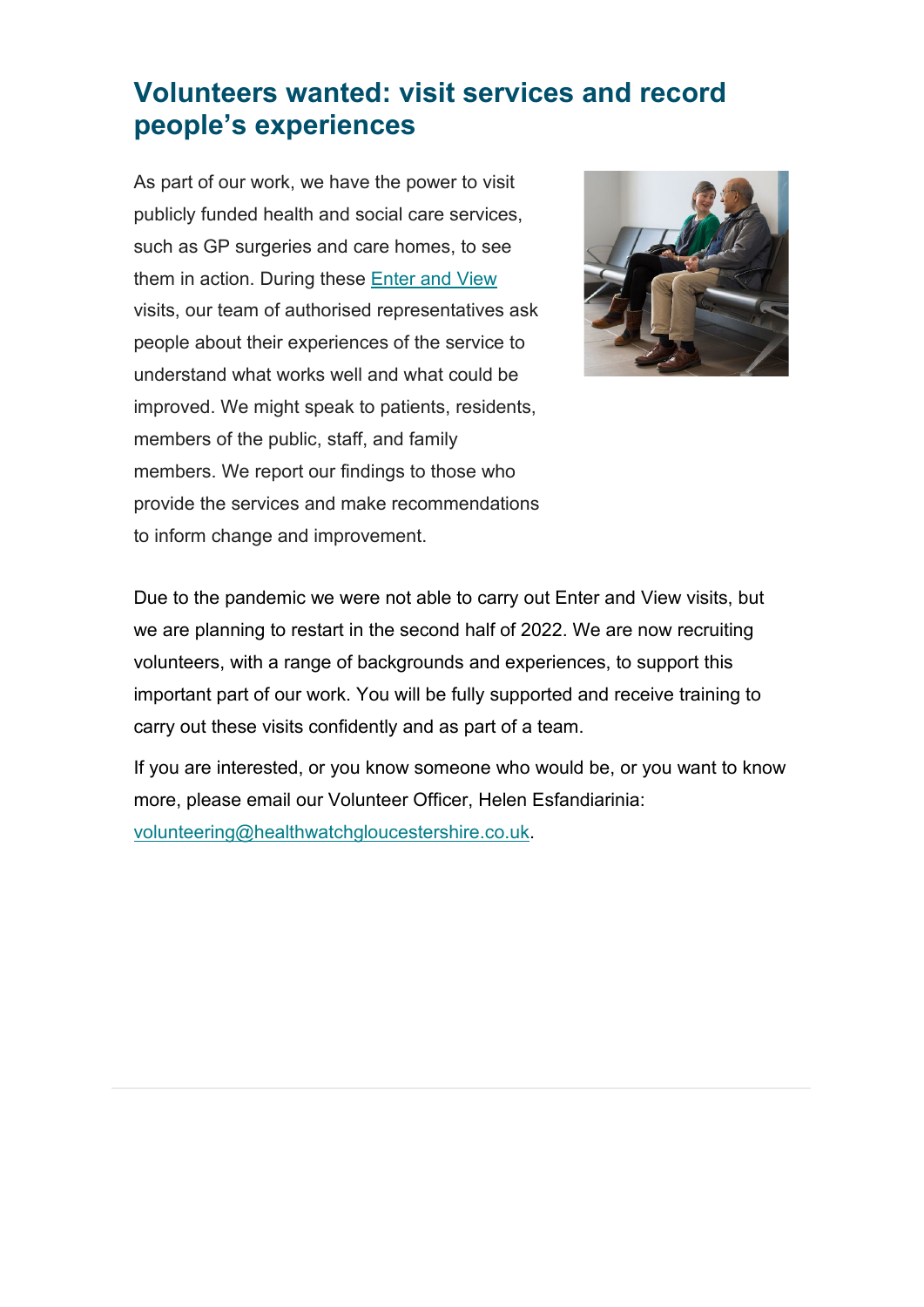## Volunteers wanted: visit services and record people's experiences

As part of our work, we have the power to visit publicly funded health and social care services, such as GP surgeries and care homes, to see them in action. During these Enter and View visits, our team of authorised representatives ask people about their experiences of the service to understand what works well and what could be improved. We might speak to patients, residents, members of the public, staff, and family members. We report our findings to those who provide the services and make recommendations to inform change and improvement.

Due to the pandemic we were not able to carry out Enter and View visits, but we are planning to restart in the second half of 2022. We are now recruiting volunteers, with a range of backgrounds and experiences, to support this important part of our work. You will be fully supported and receive training to carry out these visits confidently and as part of a team.

If you are interested, or you know someone who would be, or you want to know more, please email our Volunteer Officer, Helen Esfandiarinia: volunteering@healthwatchgloucestershire.co.uk.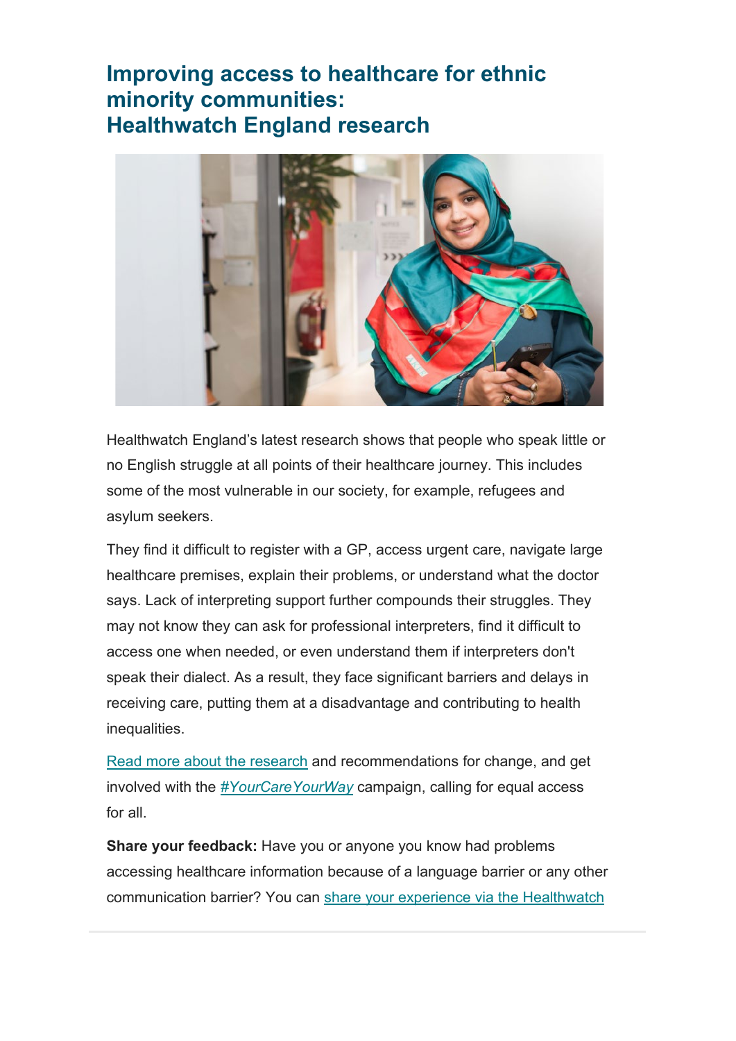# Improving access to healthcare for ethnic minority communities: Healthwatch England research

Healthwatch England's latest research shows that people who speak little or no English struggle at all points of their healthcare journey. This includes some of the most vulnerable in our society, for example, refugees and asylum seekers.

They find it difficult to register with a GP, access urgent care, navigate large healthcare premises, explain their problems, or understand what the doctor says. Lack of interpreting support further compounds their struggles. They may not know they can ask for professional interpreters, find it difficult to access one when needed, or even understand them if interpreters don't speak their dialect. As a result, they face significant barriers and delays in receiving care, putting them at a disadvantage and contributing to health inequalities.

Read more about the research and recommendations for change, and get involved with the *#YourCareYourWay* campaign, calling for equal access for all.

**Share your feedback:** Have you or anyone you know had problems accessing healthcare information because of a language barrier or any other communication barrier? You can share your experience via the Healthwatch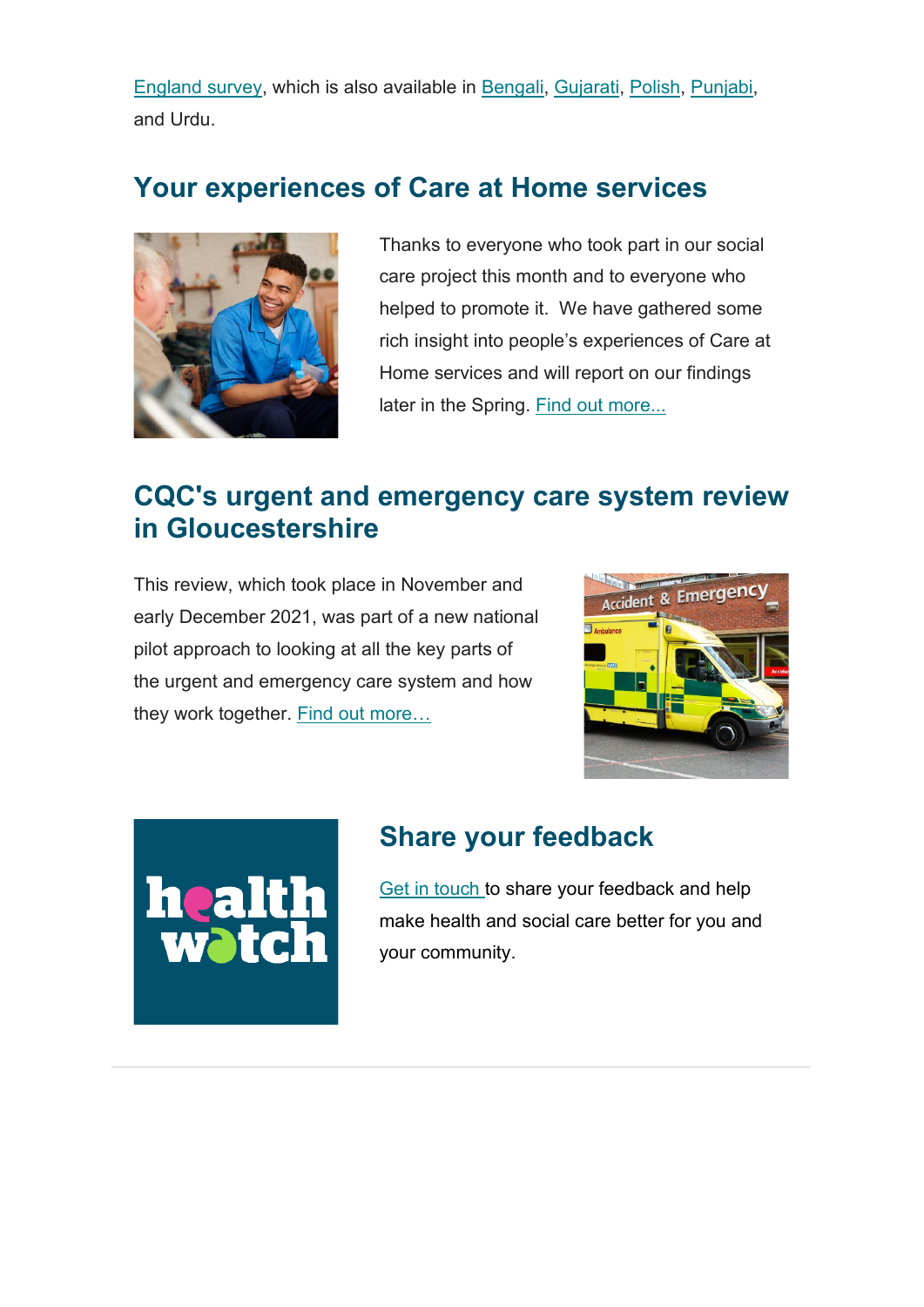England survey, which is also available in Bengali, Gujarati, Polish, Punjabi, and Urdu.

## Your experiences of Care at Home services

Thanks to everyone who took part in our social care project this month and to everyone who helped to promote it. We have gathered some rich insight into people's experiences of Care at Home services and will report on our findings later in the Spring. Find out more...

## CQC's urgent and emergency care system review in Gloucestershire

This review, which took place in November and early December 2021, was part of a new national pilot approach to looking at all the key parts of the urgent and emergency care system and how they work together. Find out more…

## Share your feedback

Get in touch to share your feedback and help make health and social care better for you and your community.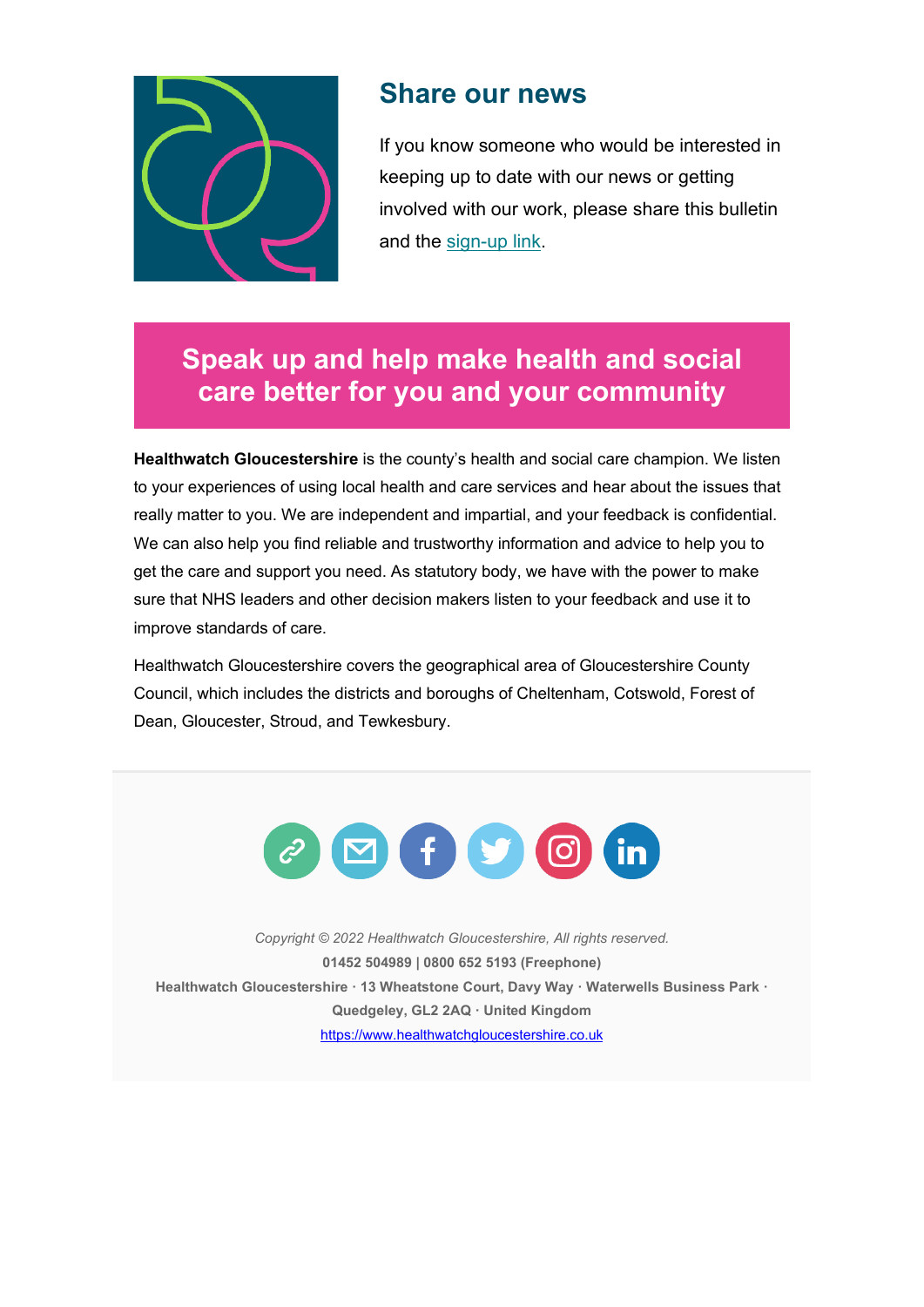## Share our news

If you know someone who would be interested in keeping up to date with our news or getting involved with our work, please share this bulletin and the sign-up link.

## Speak up and help make health and social care better for you and your community

**Healthwatch Gloucestershire** is the county's health and social care champion. We listen to your experiences of using local health and care services and hear about the issues that really matter to you. We are independent and impartial, and your feedback is confidential. We can also help you find reliable and trustworthy information and advice to help you to get the care and support you need. As statutory body, we have with the power to make sure that NHS leaders and other decision makers listen to your feedback and use it to improve standards of care.

Healthwatch Gloucestershire covers the geographical area of Gloucestershire County Council, which includes the districts and boroughs of Cheltenham, Cotswold, Forest of Dean, Gloucester, Stroud, and Tewkesbury.

*Copyright © 2022 Healthwatch Gloucestershire, All rights reserved.*

**01452 504989 | 0800 652 5193 (Freephone)**

**Healthwatch Gloucestershire · 13 Wheatstone Court, Davy Way · Waterwells Business Park · Quedgeley, GL2 2AQ · United Kingdom**

https://www.healthwatchgloucestershire.co.uk